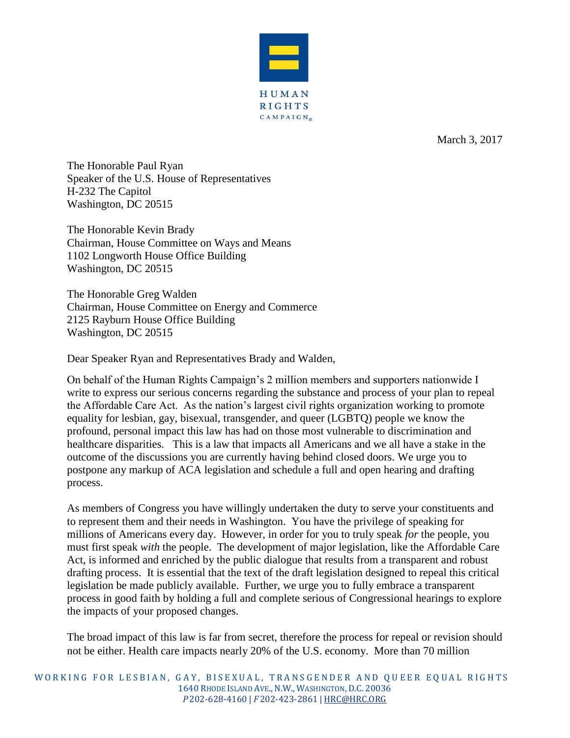HUMAN RIGHTS CAMPAIGN

March 3, 2017

The Honorable Paul Ryan
Speaker of the U.S. House of Representatives
H-232 The Capitol
Washington, DC 20515

The Honorable Kevin Brady
Chairman, House Committee on Ways and Means
1102 Longworth House Office Building
Washington, DC 20515

The Honorable Greg Walden
Chairman, House Committee on Energy and Commerce
2125 Rayburn House Office Building
Washington, DC 20515

Dear Speaker Ryan and Representatives Brady and Walden,

On behalf of the Human Rights Campaign's 2 million members and supporters nationwide I write to express our serious concerns regarding the substance and process of your plan to repeal the Affordable Care Act. As the nation's largest civil rights organization working to promote equality for lesbian, gay, bisexual, transgender, and queer (LGBTQ) people we know the profound, personal impact this law has had on those most vulnerable to discrimination and healthcare disparities. This is a law that impacts all Americans and we all have a stake in the outcome of the discussions you are currently having behind closed doors. We urge you to postpone any markup of ACA legislation and schedule a full and open hearing and drafting process.

As members of Congress you have willingly undertaken the duty to serve your constituents and to represent them and their needs in Washington. You have the privilege of speaking for millions of Americans every day. However, in order for you to truly speak *for* the people, you must first speak *with* the people. The development of major legislation, like the Affordable Care Act, is informed and enriched by the public dialogue that results from a transparent and robust drafting process. It is essential that the text of the draft legislation designed to repeal this critical legislation be made publicly available. Further, we urge you to fully embrace a transparent process in good faith by holding a full and complete serious of Congressional hearings to explore the impacts of your proposed changes.

The broad impact of this law is far from secret, therefore the process for repeal or revision should not be either. Health care impacts nearly 20% of the U.S. economy. More than 70 million

WORKING FOR LESBIAN, GAY, BISEXUAL, TRANSGENDER AND QUEER EQUAL RIGHTS
1640 RHODE ISLAND AVE., N.W., WASHINGTON, D.C. 20036
*P* 202-628-4160 | *F* 202-423-2861 | HRC@HRC.ORG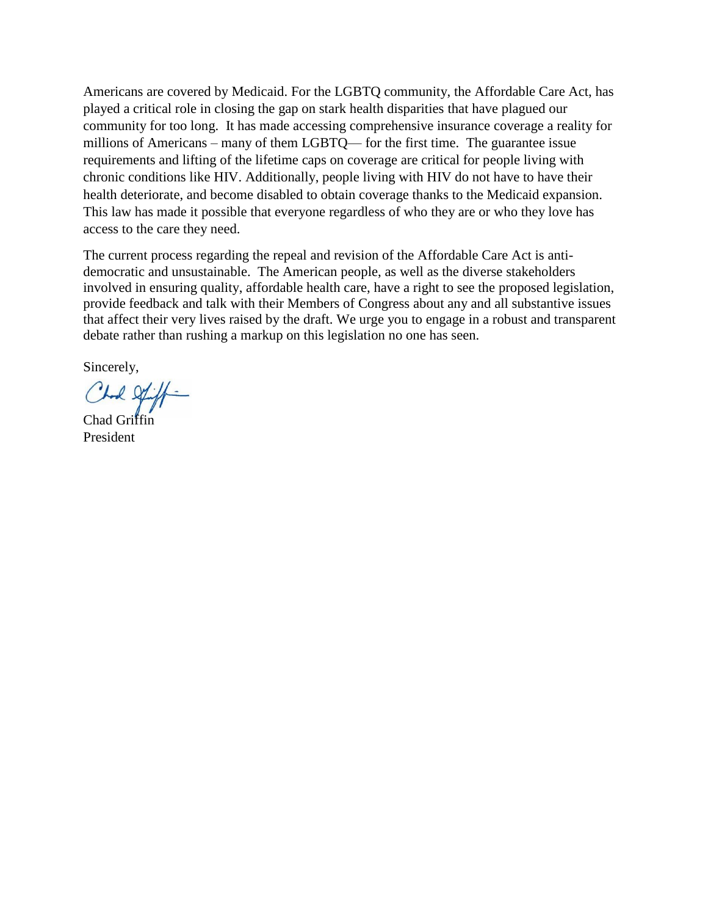Americans are covered by Medicaid. For the LGBTQ community, the Affordable Care Act, has played a critical role in closing the gap on stark health disparities that have plagued our community for too long. It has made accessing comprehensive insurance coverage a reality for millions of Americans – many of them LGBTQ— for the first time. The guarantee issue requirements and lifting of the lifetime caps on coverage are critical for people living with chronic conditions like HIV. Additionally, people living with HIV do not have to have their health deteriorate, and become disabled to obtain coverage thanks to the Medicaid expansion. This law has made it possible that everyone regardless of who they are or who they love has access to the care they need.

The current process regarding the repeal and revision of the Affordable Care Act is anti-democratic and unsustainable. The American people, as well as the diverse stakeholders involved in ensuring quality, affordable health care, have a right to see the proposed legislation, provide feedback and talk with their Members of Congress about any and all substantive issues that affect their very lives raised by the draft. We urge you to engage in a robust and transparent debate rather than rushing a markup on this legislation no one has seen.

Sincerely,

Chad Griffin
President